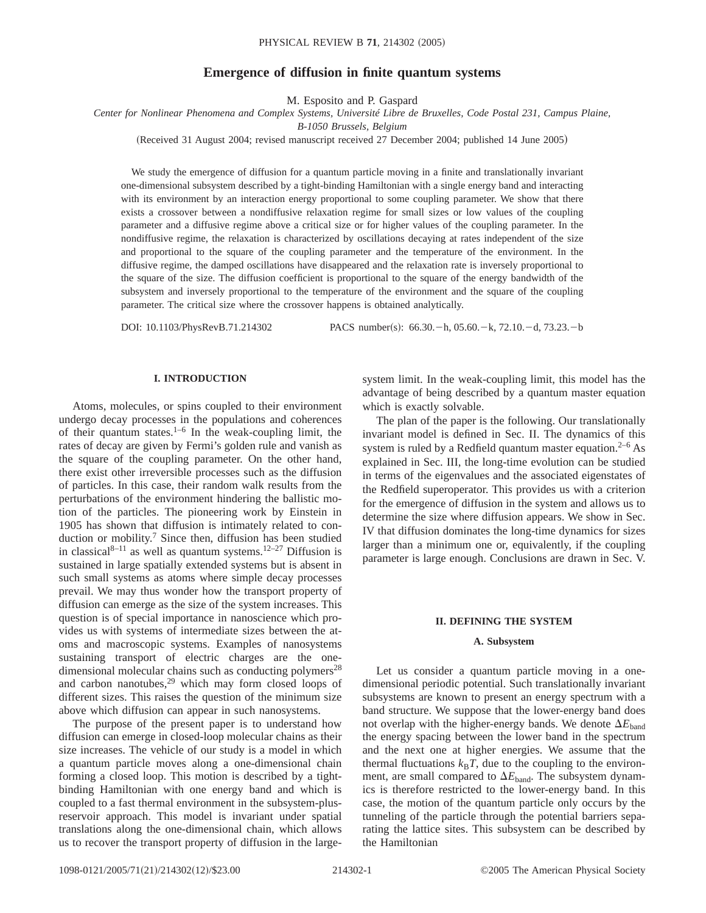# Emergence of diffusion in finite quantum systems

M. Esposito and P. Gaspard

*Center for Nonlinear Phenomena and Complex Systems, Université Libre de Bruxelles, Code Postal 231, Campus Plaine, B-1050 Brussels, Belgium*

(Received 31 August 2004; revised manuscript received 27 December 2004; published 14 June 2005)

We study the emergence of diffusion for a quantum particle moving in a finite and translationally invariant one-dimensional subsystem described by a tight-binding Hamiltonian with a single energy band and interacting with its environment by an interaction energy proportional to some coupling parameter. We show that there exists a crossover between a nondiffusive relaxation regime for small sizes or low values of the coupling parameter and a diffusive regime above a critical size or for higher values of the coupling parameter. In the nondiffusive regime, the relaxation is characterized by oscillations decaying at rates independent of the size and proportional to the square of the coupling parameter and the temperature of the environment. In the diffusive regime, the damped oscillations have disappeared and the relaxation rate is inversely proportional to the square of the size. The diffusion coefficient is proportional to the square of the energy bandwidth of the subsystem and inversely proportional to the temperature of the environment and the square of the coupling parameter. The critical size where the crossover happens is obtained analytically.

DOI: 10.1103/PhysRevB.71.214302 PACS number(s): 66.30.−h, 05.60.−k, 72.10.−d, 73.23.−b

## I. INTRODUCTION

Atoms, molecules, or spins coupled to their environment undergo decay processes in the populations and coherences of their quantum states.[1–6] In the weak-coupling limit, the rates of decay are given by Fermi's golden rule and vanish as the square of the coupling parameter. On the other hand, there exist other irreversible processes such as the diffusion of particles. In this case, their random walk results from the perturbations of the environment hindering the ballistic motion of the particles. The pioneering work by Einstein in 1905 has shown that diffusion is intimately related to conduction or mobility.[7] Since then, diffusion has been studied in classical[8–11] as well as quantum systems.[12–27] Diffusion is sustained in large spatially extended systems but is absent in such small systems as atoms where simple decay processes prevail. We may thus wonder how the transport property of diffusion can emerge as the size of the system increases. This question is of special importance in nanoscience which provides us with systems of intermediate sizes between the atoms and macroscopic systems. Examples of nanosystems sustaining transport of electric charges are the one-dimensional molecular chains such as conducting polymers[28] and carbon nanotubes,[29] which may form closed loops of different sizes. This raises the question of the minimum size above which diffusion can appear in such nanosystems.

The purpose of the present paper is to understand how diffusion can emerge in closed-loop molecular chains as their size increases. The vehicle of our study is a model in which a quantum particle moves along a one-dimensional chain forming a closed loop. This motion is described by a tight-binding Hamiltonian with one energy band and which is coupled to a fast thermal environment in the subsystem-plus-reservoir approach. This model is invariant under spatial translations along the one-dimensional chain, which allows us to recover the transport property of diffusion in the large-system limit. In the weak-coupling limit, this model has the advantage of being described by a quantum master equation which is exactly solvable.

The plan of the paper is the following. Our translationally invariant model is defined in Sec. II. The dynamics of this system is ruled by a Redfield quantum master equation.[2–6] As explained in Sec. III, the long-time evolution can be studied in terms of the eigenvalues and the associated eigenstates of the Redfield superoperator. This provides us with a criterion for the emergence of diffusion in the system and allows us to determine the size where diffusion appears. We show in Sec. IV that diffusion dominates the long-time dynamics for sizes larger than a minimum one or, equivalently, if the coupling parameter is large enough. Conclusions are drawn in Sec. V.

## II. DEFINING THE SYSTEM

### A. Subsystem

Let us consider a quantum particle moving in a one-dimensional periodic potential. Such translationally invariant subsystems are known to present an energy spectrum with a band structure. We suppose that the lower-energy band does not overlap with the higher-energy bands. We denote $\Delta E_{\mathrm{band}}$ the energy spacing between the lower band in the spectrum and the next one at higher energies. We assume that the thermal fluctuations $k_{\mathrm{B}}T$, due to the coupling to the environment, are small compared to $\Delta E_{\mathrm{band}}$. The subsystem dynamics is therefore restricted to the lower-energy band. In this case, the motion of the quantum particle only occurs by the tunneling of the particle through the potential barriers separating the lattice sites. This subsystem can be described by the Hamiltonian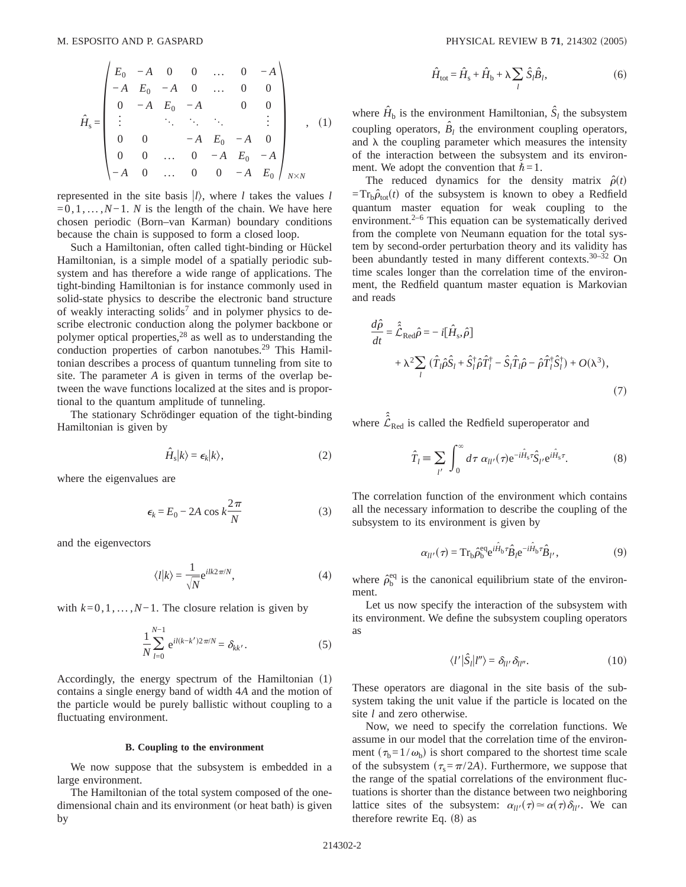$$
\hat{H}_{\mathrm{s}} = \begin{pmatrix}
E_0 & -A & 0 & 0 & \dots & 0 & -A \\
-A & E_0 & -A & 0 & \dots & 0 & 0 \\
0 & -A & E_0 & -A & & 0 & 0 \\
\vdots & & \ddots & \ddots & \ddots & & \vdots \\
0 & 0 & & -A & E_0 & -A & 0 \\
0 & 0 & \dots & 0 & -A & E_0 & -A \\
-A & 0 & \dots & 0 & 0 & -A & E_0
\end{pmatrix}_{N \times N}, \tag{1}
$$

represented in the site basis $|l\rangle$, where $l$ takes the values $l = 0, 1, \dots, N-1$. $N$ is the length of the chain. We have here chosen periodic (Born–van Karman) boundary conditions because the chain is supposed to form a closed loop.

Such a Hamiltonian, often called tight-binding or Hückel Hamiltonian, is a simple model of a spatially periodic subsystem and has therefore a wide range of applications. The tight-binding Hamiltonian is for instance commonly used in solid-state physics to describe the electronic band structure of weakly interacting solids[7] and in polymer physics to describe electronic conduction along the polymer backbone or polymer optical properties,[28] as well as to understanding the conduction properties of carbon nanotubes.[29] This Hamiltonian describes a process of quantum tunneling from site to site. The parameter $A$ is given in terms of the overlap between the wave functions localized at the sites and is proportional to the quantum amplitude of tunneling.

The stationary Schrödinger equation of the tight-binding Hamiltonian is given by

$$
\hat{H}_{\mathrm{s}} |k\rangle = \epsilon_k |k\rangle, \tag{2}
$$

where the eigenvalues are

$$
\epsilon_k = E_0 - 2A \cos k \frac{2\pi}{N} \tag{3}
$$

and the eigenvectors

$$
\langle l|k\rangle = \frac{1}{\sqrt{N}} \mathrm{e}^{ilk2\pi/N}, \tag{4}
$$

with $k = 0, 1, \dots, N-1$. The closure relation is given by

$$
\frac{1}{N} \sum_{l=0}^{N-1} \mathrm{e}^{il(k-k')2\pi/N} = \delta_{kk'}. \tag{5}
$$

Accordingly, the energy spectrum of the Hamiltonian (1) contains a single energy band of width $4A$ and the motion of the particle would be purely ballistic without coupling to a fluctuating environment.

### B. Coupling to the environment

We now suppose that the subsystem is embedded in a large environment.

The Hamiltonian of the total system composed of the one-dimensional chain and its environment (or heat bath) is given by

$$
\hat{H}_{\mathrm{tot}} = \hat{H}_{\mathrm{s}} + \hat{H}_{\mathrm{b}} + \lambda \sum_l \hat{S}_l \hat{B}_l, \tag{6}
$$

where $\hat{H}_{\mathrm{b}}$ is the environment Hamiltonian, $\hat{S}_l$ the subsystem coupling operators, $\hat{B}_l$ the environment coupling operators, and $\lambda$ the coupling parameter which measures the intensity of the interaction between the subsystem and its environment. We adopt the convention that $\hbar = 1$.

The reduced dynamics for the density matrix $\hat{\rho}(t) = \mathrm{Tr}_{\mathrm{b}} \hat{\rho}_{\mathrm{tot}}(t)$ of the subsystem is known to obey a Redfield quantum master equation for weak coupling to the environment.[2–6] This equation can be systematically derived from the complete von Neumann equation for the total system by second-order perturbation theory and its validity has been abundantly tested in many different contexts.[30–32] On time scales longer than the correlation time of the environment, the Redfield quantum master equation is Markovian and reads

$$
\begin{aligned}
\frac{d\hat{\rho}}{dt} = \hat{\hat{\mathcal{L}}}_{\mathrm{Red}} \hat{\rho} = &-i[\hat{H}_{\mathrm{s}}, \hat{\rho}] \\
&+ \lambda^2 \sum_l (\hat{T}_l \hat{\rho} \hat{S}_l + \hat{S}_l^\dagger \hat{\rho} \hat{T}_l^\dagger - \hat{S}_l \hat{T}_l \hat{\rho} - \hat{\rho} \hat{T}_l^\dagger \hat{S}_l^\dagger) + O(\lambda^3),
\end{aligned} \tag{7}
$$

where $\hat{\hat{\mathcal{L}}}_{\mathrm{Red}}$ is called the Redfield superoperator and

$$
\hat{T}_l \equiv \sum_{l'} \int_0^\infty d\tau \, \alpha_{ll'}(\tau) \mathrm{e}^{-i\hat{H}_{\mathrm{s}}\tau} \hat{S}_{l'} \mathrm{e}^{i\hat{H}_{\mathrm{s}}\tau}. \tag{8}
$$

The correlation function of the environment which contains all the necessary information to describe the coupling of the subsystem to its environment is given by

$$
\alpha_{ll'}(\tau) = \mathrm{Tr}_{\mathrm{b}} \hat{\rho}_{\mathrm{b}}^{\mathrm{eq}} \mathrm{e}^{i\hat{H}_{\mathrm{b}}\tau} \hat{B}_l \mathrm{e}^{-i\hat{H}_{\mathrm{b}}\tau} \hat{B}_{l'}, \tag{9}
$$

where $\hat{\rho}_{\mathrm{b}}^{\mathrm{eq}}$ is the canonical equilibrium state of the environment.

Let us now specify the interaction of the subsystem with its environment. We define the subsystem coupling operators as

$$
\langle l'|\hat{S}_l|l''\rangle = \delta_{ll'} \delta_{ll''}. \tag{10}
$$

These operators are diagonal in the site basis of the subsystem taking the unit value if the particle is located on the site $l$ and zero otherwise.

Now, we need to specify the correlation functions. We assume in our model that the correlation time of the environment ($\tau_{\mathrm{b}} = 1/\omega_{\mathrm{b}}$) is short compared to the shortest time scale of the subsystem ($\tau_{\mathrm{s}} = \pi/2A$). Furthermore, we suppose that the range of the spatial correlations of the environment fluctuations is shorter than the distance between two neighboring lattice sites of the subsystem: $\alpha_{ll'}(\tau) \simeq \alpha(\tau) \delta_{ll'}$. We can therefore rewrite Eq. (8) as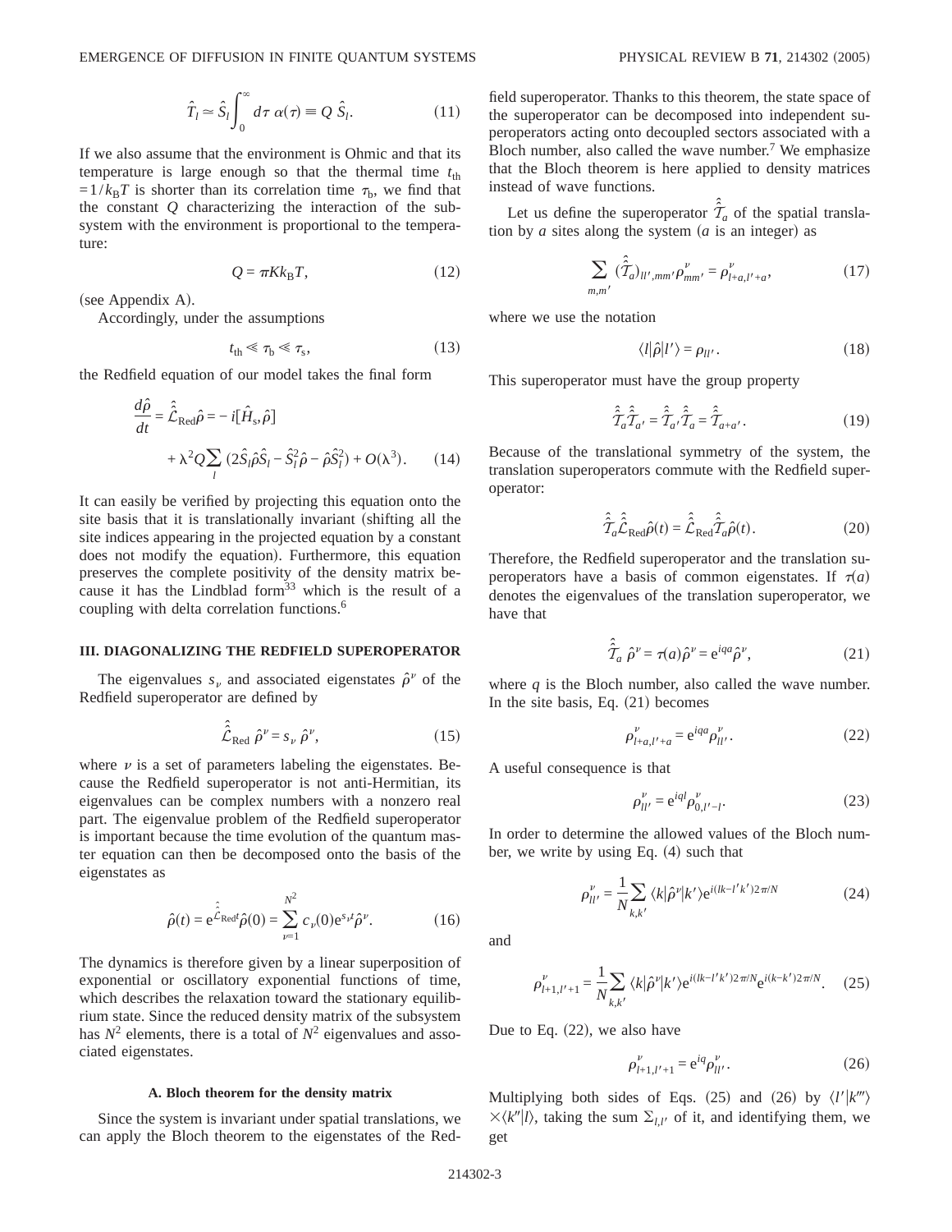$$\hat{T}_l \simeq \hat{S}_l \int_0^\infty d\tau \, \alpha(\tau) \equiv Q \, \hat{S}_l. \tag{11}$$

If we also assume that the environment is Ohmic and that its temperature is large enough so that the thermal time $t_{\rm th} = 1/k_{\rm B}T$ is shorter than its correlation time $\tau_{\rm b}$, we find that the constant $Q$ characterizing the interaction of the subsystem with the environment is proportional to the temperature:

$$Q = \pi K k_{\rm B} T, \tag{12}$$

(see Appendix A).

Accordingly, under the assumptions

$$t_{\rm th} \ll \tau_{\rm b} \ll \tau_{\rm s}, \tag{13}$$

the Redfield equation of our model takes the final form

$$\frac{d\hat{\rho}}{dt} = \hat{\hat{\mathcal{L}}}_{\rm Red}\hat{\rho} = -i[\hat{H}_s, \hat{\rho}] + \lambda^2 Q \sum_l (2\hat{S}_l\hat{\rho}\hat{S}_l - \hat{S}_l^2\hat{\rho} - \hat{\rho}\hat{S}_l^2) + O(\lambda^3). \tag{14}$$

It can easily be verified by projecting this equation onto the site basis that it is translationally invariant (shifting all the site indices appearing in the projected equation by a constant does not modify the equation). Furthermore, this equation preserves the complete positivity of the density matrix because it has the Lindblad form[33] which is the result of a coupling with delta correlation functions.[6]

### III. DIAGONALIZING THE REDFIELD SUPEROPERATOR

The eigenvalues $s_\nu$ and associated eigenstates $\hat{\rho}^\nu$ of the Redfield superoperator are defined by

$$\hat{\hat{\mathcal{L}}}_{\rm Red} \, \hat{\rho}^\nu = s_\nu \, \hat{\rho}^\nu, \tag{15}$$

where $\nu$ is a set of parameters labeling the eigenstates. Because the Redfield superoperator is not anti-Hermitian, its eigenvalues can be complex numbers with a nonzero real part. The eigenvalue problem of the Redfield superoperator is important because the time evolution of the quantum master equation can then be decomposed onto the basis of the eigenstates as

$$\hat{\rho}(t) = e^{\hat{\hat{\mathcal{L}}}_{\rm Red}t}\hat{\rho}(0) = \sum_{\nu=1}^{N^2} c_\nu(0) e^{s_\nu t}\hat{\rho}^\nu. \tag{16}$$

The dynamics is therefore given by a linear superposition of exponential or oscillatory exponential functions of time, which describes the relaxation toward the stationary equilibrium state. Since the reduced density matrix of the subsystem has $N^2$ elements, there is a total of $N^2$ eigenvalues and associated eigenstates.

#### A. Bloch theorem for the density matrix

Since the system is invariant under spatial translations, we can apply the Bloch theorem to the eigenstates of the Redfield superoperator. Thanks to this theorem, the state space of the superoperator can be decomposed into independent superoperators acting onto decoupled sectors associated with a Bloch number, also called the wave number.[7] We emphasize that the Bloch theorem is here applied to density matrices instead of wave functions.

Let us define the superoperator $\hat{\hat{\mathcal{T}}}_a$ of the spatial translation by $a$ sites along the system ($a$ is an integer) as

$$\sum_{m,m'} (\hat{\hat{\mathcal{T}}}_a)_{ll',mm'}\rho^\nu_{mm'} = \rho^\nu_{l+a,l'+a}, \tag{17}$$

where we use the notation

$$\langle l|\hat{\rho}|l'\rangle = \rho_{ll'}. \tag{18}$$

This superoperator must have the group property

$$\hat{\hat{\mathcal{T}}}_a\hat{\hat{\mathcal{T}}}_{a'} = \hat{\hat{\mathcal{T}}}_{a'}\hat{\hat{\mathcal{T}}}_a = \hat{\hat{\mathcal{T}}}_{a+a'}. \tag{19}$$

Because of the translational symmetry of the system, the translation superoperators commute with the Redfield superoperator:

$$\hat{\hat{\mathcal{T}}}_a\hat{\hat{\mathcal{L}}}_{\rm Red}\hat{\rho}(t) = \hat{\hat{\mathcal{L}}}_{\rm Red}\hat{\hat{\mathcal{T}}}_a\hat{\rho}(t). \tag{20}$$

Therefore, the Redfield superoperator and the translation superoperators have a basis of common eigenstates. If $\tau(a)$ denotes the eigenvalues of the translation superoperator, we have that

$$\hat{\hat{\mathcal{T}}}_a \, \hat{\rho}^\nu = \tau(a)\hat{\rho}^\nu = e^{iqa}\hat{\rho}^\nu, \tag{21}$$

where $q$ is the Bloch number, also called the wave number. In the site basis, Eq. (21) becomes

$$\rho^\nu_{l+a,l'+a} = e^{iqa}\rho^\nu_{ll'}. \tag{22}$$

A useful consequence is that

$$\rho^\nu_{ll'} = e^{iql}\rho^\nu_{0,l'-l}. \tag{23}$$

In order to determine the allowed values of the Bloch number, we write by using Eq. (4) such that

$$\rho^\nu_{ll'} = \frac{1}{N}\sum_{k,k'} \langle k|\hat{\rho}^\nu|k'\rangle e^{i(lk-l'k')2\pi/N} \tag{24}$$

and

$$\rho^\nu_{l+1,l'+1} = \frac{1}{N}\sum_{k,k'} \langle k|\hat{\rho}^\nu|k'\rangle e^{i(lk-l'k')2\pi/N}e^{i(k-k')2\pi/N}. \tag{25}$$

Due to Eq. (22), we also have

$$\rho^\nu_{l+1,l'+1} = e^{iq}\rho^\nu_{ll'}. \tag{26}$$

Multiplying both sides of Eqs. (25) and (26) by $\langle l'|k'''\rangle \times \langle k''|l\rangle$, taking the sum $\Sigma_{l,l'}$ of it, and identifying them, we get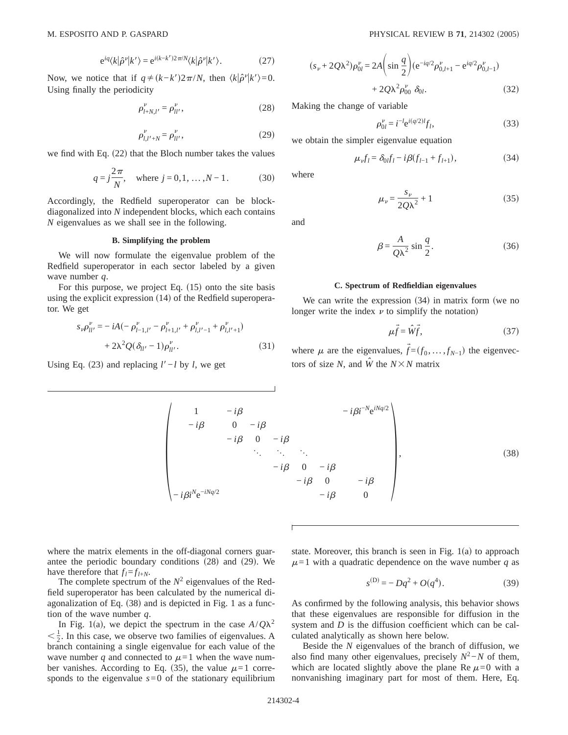$$e^{iq}\langle k|\hat{\rho}^{\nu}|k'\rangle = e^{i(k-k')2\pi/N}\langle k|\hat{\rho}^{\nu}|k'\rangle. \tag{27}$$

Now, we notice that if $q \neq (k-k')2\pi/N$, then $\langle k|\hat{\rho}^{\nu}|k'\rangle = 0$. Using finally the periodicity

$$\rho^{\nu}_{l+N,l'} = \rho^{\nu}_{ll'}, \tag{28}$$

$$\rho^{\nu}_{l,l'+N} = \rho^{\nu}_{ll'}, \tag{29}$$

we find with Eq. (22) that the Bloch number takes the values

$$q = j\frac{2\pi}{N}, \quad \text{where } j = 0,1,\ldots,N-1. \tag{30}$$

Accordingly, the Redfield superoperator can be block-diagonalized into $N$ independent blocks, which each contains $N$ eigenvalues as we shall see in the following.

### B. Simplifying the problem

We will now formulate the eigenvalue problem of the Redfield superoperator in each sector labeled by a given wave number $q$.

For this purpose, we project Eq. (15) onto the site basis using the explicit expression (14) of the Redfield superoperator. We get

$$\begin{aligned} s_{\nu}\rho^{\nu}_{ll'} = &- iA(-\rho^{\nu}_{l-1,l'} - \rho^{\nu}_{l+1,l'} + \rho^{\nu}_{l,l'-1} + \rho^{\nu}_{l,l'+1}) \\ &+ 2\lambda^2 Q(\delta_{ll'} - 1)\rho^{\nu}_{ll'}. \end{aligned} \tag{31}$$

Using Eq. (23) and replacing $l'-l$ by $l$, we get

$$\begin{aligned} (s_{\nu} + 2Q\lambda^2)\rho^{\nu}_{0l} = &\, 2A\left(\sin\frac{q}{2}\right)(e^{-iq/2}\rho^{\nu}_{0,l+1} - e^{iq/2}\rho^{\nu}_{0,l-1}) \\ &+ 2Q\lambda^2\rho^{\nu}_{00}\,\delta_{0l}. \end{aligned} \tag{32}$$

Making the change of variable

$$\rho^{\nu}_{0l} = i^{-l}e^{i(q/2)l}f_l, \tag{33}$$

we obtain the simpler eigenvalue equation

$$\mu_{\nu}f_l = \delta_{0l}f_l - i\beta(f_{l-1} + f_{l+1}), \tag{34}$$

where

$$\mu_{\nu} = \frac{s_{\nu}}{2Q\lambda^2} + 1 \tag{35}$$

and

$$\beta = \frac{A}{Q\lambda^2}\sin\frac{q}{2}. \tag{36}$$

### C. Spectrum of Redfieldian eigenvalues

We can write the expression (34) in matrix form (we no longer write the index $\nu$ to simplify the notation)

$$\mu\vec{f} = \hat{W}\vec{f}, \tag{37}$$

where $\mu$ are the eigenvalues, $\vec{f} = (f_0,\ldots,f_{N-1})$ the eigenvectors of size $N$, and $\hat{W}$ the $N\times N$ matrix

$$\begin{pmatrix} 1 & -i\beta & & & & & -i\beta i^{-N}e^{iNq/2} \\ -i\beta & 0 & -i\beta & & & & \\ & -i\beta & 0 & -i\beta & & & \\ & & \ddots & \ddots & \ddots & & \\ & & & -i\beta & 0 & -i\beta & \\ & & & & -i\beta & 0 & -i\beta \\ -i\beta i^{N}e^{-iNq/2} & & & & & -i\beta & 0 \end{pmatrix}, \tag{38}$$

where the matrix elements in the off-diagonal corners guarantee the periodic boundary conditions (28) and (29). We have therefore that $f_l = f_{l+N}$.

The complete spectrum of the $N^2$ eigenvalues of the Redfield superoperator has been calculated by the numerical diagonalization of Eq. (38) and is depicted in Fig. 1 as a function of the wave number $q$.

In Fig. 1(a), we depict the spectrum in the case $A/Q\lambda^2 < \frac{1}{2}$. In this case, we observe two families of eigenvalues. A branch containing a single eigenvalue for each value of the wave number $q$ and connected to $\mu=1$ when the wave number vanishes. According to Eq. (35), the value $\mu=1$ corresponds to the eigenvalue $s=0$ of the stationary equilibrium state. Moreover, this branch is seen in Fig. 1(a) to approach $\mu=1$ with a quadratic dependence on the wave number $q$ as

$$s^{(\mathrm{D})} = -Dq^2 + O(q^4). \tag{39}$$

As confirmed by the following analysis, this behavior shows that these eigenvalues are responsible for diffusion in the system and $D$ is the diffusion coefficient which can be calculated analytically as shown here below.

Beside the $N$ eigenvalues of the branch of diffusion, we also find many other eigenvalues, precisely $N^2-N$ of them, which are located slightly above the plane $\mathrm{Re}\,\mu=0$ with a nonvanishing imaginary part for most of them. Here, Eq.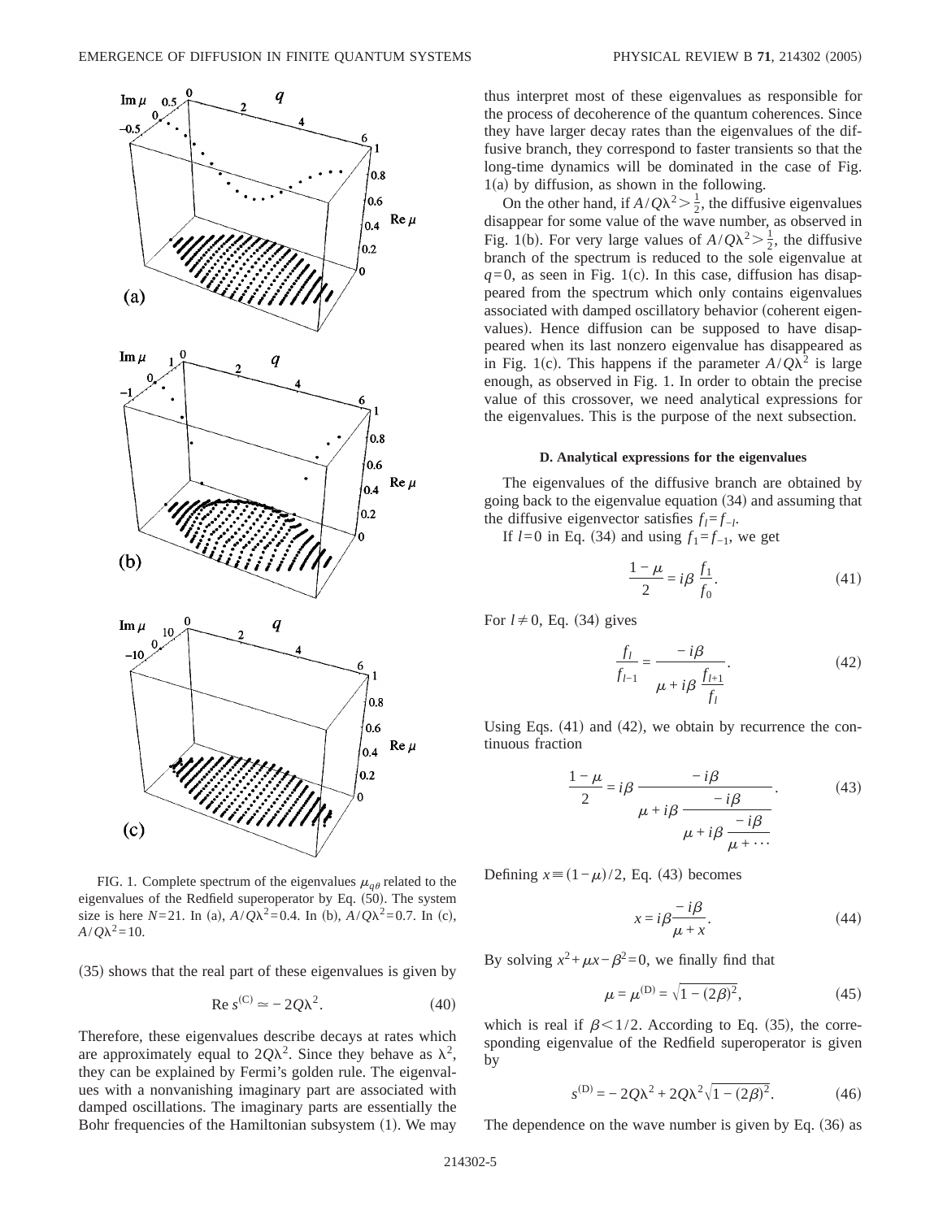FIG. 1. Complete spectrum of the eigenvalues $\mu_{q\theta}$ related to the eigenvalues of the Redfield superoperator by Eq. (50). The system size is here $N=21$. In (a), $A/Q\lambda^2=0.4$. In (b), $A/Q\lambda^2=0.7$. In (c), $A/Q\lambda^2=10$.

(35) shows that the real part of these eigenvalues is given by

$$\operatorname{Re} s^{(C)} \simeq -2Q\lambda^2. \tag{40}$$

Therefore, these eigenvalues describe decays at rates which are approximately equal to $2Q\lambda^2$. Since they behave as $\lambda^2$, they can be explained by Fermi's golden rule. The eigenvalues with a nonvanishing imaginary part are associated with damped oscillations. The imaginary parts are essentially the Bohr frequencies of the Hamiltonian subsystem (1). We may thus interpret most of these eigenvalues as responsible for the process of decoherence of the quantum coherences. Since they have larger decay rates than the eigenvalues of the diffusive branch, they correspond to faster transients so that the long-time dynamics will be dominated in the case of Fig. 1(a) by diffusion, as shown in the following.

On the other hand, if $A/Q\lambda^2 > \frac{1}{2}$, the diffusive eigenvalues disappear for some value of the wave number, as observed in Fig. 1(b). For very large values of $A/Q\lambda^2 > \frac{1}{2}$, the diffusive branch of the spectrum is reduced to the sole eigenvalue at $q=0$, as seen in Fig. 1(c). In this case, diffusion has disappeared from the spectrum which only contains eigenvalues associated with damped oscillatory behavior (coherent eigenvalues). Hence diffusion can be supposed to have disappeared when its last nonzero eigenvalue has disappeared as in Fig. 1(c). This happens if the parameter $A/Q\lambda^2$ is large enough, as observed in Fig. 1. In order to obtain the precise value of this crossover, we need analytical expressions for the eigenvalues. This is the purpose of the next subsection.

### D. Analytical expressions for the eigenvalues

The eigenvalues of the diffusive branch are obtained by going back to the eigenvalue equation (34) and assuming that the diffusive eigenvector satisfies $f_l = f_{-l}$.

If $l=0$ in Eq. (34) and using $f_1 = f_{-1}$, we get

$$\frac{1-\mu}{2} = i\beta\,\frac{f_1}{f_0}. \tag{41}$$

For $l \neq 0$, Eq. (34) gives

$$\frac{f_l}{f_{l-1}} = \frac{-i\beta}{\mu + i\beta\,\dfrac{f_{l+1}}{f_l}}. \tag{42}$$

Using Eqs. (41) and (42), we obtain by recurrence the continuous fraction

$$\frac{1-\mu}{2} = i\beta\,\cfrac{-i\beta}{\mu + i\beta\,\cfrac{-i\beta}{\mu + i\beta\,\cfrac{-i\beta}{\mu + \cdots}}}. \tag{43}$$

Defining $x \equiv (1-\mu)/2$, Eq. (43) becomes

$$x = i\beta\frac{-i\beta}{\mu + x}. \tag{44}$$

By solving $x^2 + \mu x - \beta^2 = 0$, we finally find that

$$\mu = \mu^{(D)} = \sqrt{1-(2\beta)^2}, \tag{45}$$

which is real if $\beta < 1/2$. According to Eq. (35), the corresponding eigenvalue of the Redfield superoperator is given by

$$s^{(D)} = -2Q\lambda^2 + 2Q\lambda^2\sqrt{1-(2\beta)^2}. \tag{46}$$

The dependence on the wave number is given by Eq. (36) as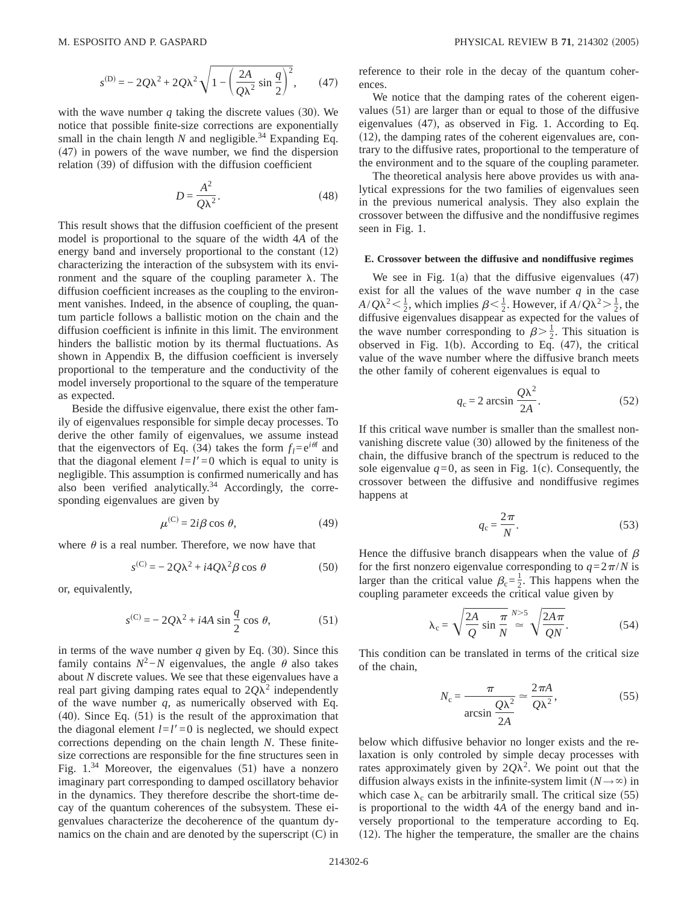$$s^{(D)} = -2Q\lambda^2 + 2Q\lambda^2\sqrt{1-\left(\frac{2A}{Q\lambda^2}\sin\frac{q}{2}\right)^2}, \tag{47}$$

with the wave number $q$ taking the discrete values (30). We notice that possible finite-size corrections are exponentially small in the chain length $N$ and negligible.[34] Expanding Eq. (47) in powers of the wave number, we find the dispersion relation (39) of diffusion with the diffusion coefficient

$$D = \frac{A^2}{Q\lambda^2}. \tag{48}$$

This result shows that the diffusion coefficient of the present model is proportional to the square of the width $4A$ of the energy band and inversely proportional to the constant (12) characterizing the interaction of the subsystem with its environment and the square of the coupling parameter $\lambda$. The diffusion coefficient increases as the coupling to the environment vanishes. Indeed, in the absence of coupling, the quantum particle follows a ballistic motion on the chain and the diffusion coefficient is infinite in this limit. The environment hinders the ballistic motion by its thermal fluctuations. As shown in Appendix B, the diffusion coefficient is inversely proportional to the temperature and the conductivity of the model inversely proportional to the square of the temperature as expected.

Beside the diffusive eigenvalue, there exist the other family of eigenvalues responsible for simple decay processes. To derive the other family of eigenvalues, we assume instead that the eigenvectors of Eq. (34) takes the form $f_l = e^{i\theta l}$ and that the diagonal element $l=l'=0$ which is equal to unity is negligible. This assumption is confirmed numerically and has also been verified analytically.[34] Accordingly, the corresponding eigenvalues are given by

$$\mu^{(C)} = 2i\beta\cos\theta, \tag{49}$$

where $\theta$ is a real number. Therefore, we now have that

$$s^{(C)} = -2Q\lambda^2 + i4Q\lambda^2\beta\cos\theta \tag{50}$$

or, equivalently,

$$s^{(C)} = -2Q\lambda^2 + i4A\sin\frac{q}{2}\cos\theta, \tag{51}$$

in terms of the wave number $q$ given by Eq. (30). Since this family contains $N^2-N$ eigenvalues, the angle $\theta$ also takes about $N$ discrete values. We see that these eigenvalues have a real part giving damping rates equal to $2Q\lambda^2$ independently of the wave number $q$, as numerically observed with Eq. (40). Since Eq. (51) is the result of the approximation that the diagonal element $l=l'=0$ is neglected, we should expect corrections depending on the chain length $N$. These finite-size corrections are responsible for the fine structures seen in Fig. 1.[34] Moreover, the eigenvalues (51) have a nonzero imaginary part corresponding to damped oscillatory behavior in the dynamics. They therefore describe the short-time decay of the quantum coherences of the subsystem. These eigenvalues characterize the decoherence of the quantum dynamics on the chain and are denoted by the superscript (C) in reference to their role in the decay of the quantum coherences.

We notice that the damping rates of the coherent eigenvalues (51) are larger than or equal to those of the diffusive eigenvalues (47), as observed in Fig. 1. According to Eq. (12), the damping rates of the coherent eigenvalues are, contrary to the diffusive rates, proportional to the temperature of the environment and to the square of the coupling parameter.

The theoretical analysis here above provides us with analytical expressions for the two families of eigenvalues seen in the previous numerical analysis. They also explain the crossover between the diffusive and the nondiffusive regimes seen in Fig. 1.

### E. Crossover between the diffusive and nondiffusive regimes

We see in Fig. 1(a) that the diffusive eigenvalues (47) exist for all the values of the wave number $q$ in the case $A/Q\lambda^2 < \frac{1}{2}$, which implies $\beta < \frac{1}{2}$. However, if $A/Q\lambda^2 > \frac{1}{2}$, the diffusive eigenvalues disappear as expected for the values of the wave number corresponding to $\beta > \frac{1}{2}$. This situation is observed in Fig. 1(b). According to Eq. (47), the critical value of the wave number where the diffusive branch meets the other family of coherent eigenvalues is equal to

$$q_c = 2\arcsin\frac{Q\lambda^2}{2A}. \tag{52}$$

If this critical wave number is smaller than the smallest nonvanishing discrete value (30) allowed by the finiteness of the chain, the diffusive branch of the spectrum is reduced to the sole eigenvalue $q=0$, as seen in Fig. 1(c). Consequently, the crossover between the diffusive and nondiffusive regimes happens at

$$q_c = \frac{2\pi}{N}. \tag{53}$$

Hence the diffusive branch disappears when the value of $\beta$ for the first nonzero eigenvalue corresponding to $q=2\pi/N$ is larger than the critical value $\beta_c = \frac{1}{2}$. This happens when the coupling parameter exceeds the critical value given by

$$\lambda_c = \sqrt{\frac{2A}{Q}\sin\frac{\pi}{N}} \overset{N>5}{\simeq} \sqrt{\frac{2A\pi}{QN}}. \tag{54}$$

This condition can be translated in terms of the critical size of the chain,

$$N_c = \frac{\pi}{\arcsin\dfrac{Q\lambda^2}{2A}} \simeq \frac{2\pi A}{Q\lambda^2}, \tag{55}$$

below which diffusive behavior no longer exists and the relaxation is only controled by simple decay processes with rates approximately given by $2Q\lambda^2$. We point out that the diffusion always exists in the infinite-system limit ($N\to\infty$) in which case $\lambda_c$ can be arbitrarily small. The critical size (55) is proportional to the width $4A$ of the energy band and inversely proportional to the temperature according to Eq. (12). The higher the temperature, the smaller are the chains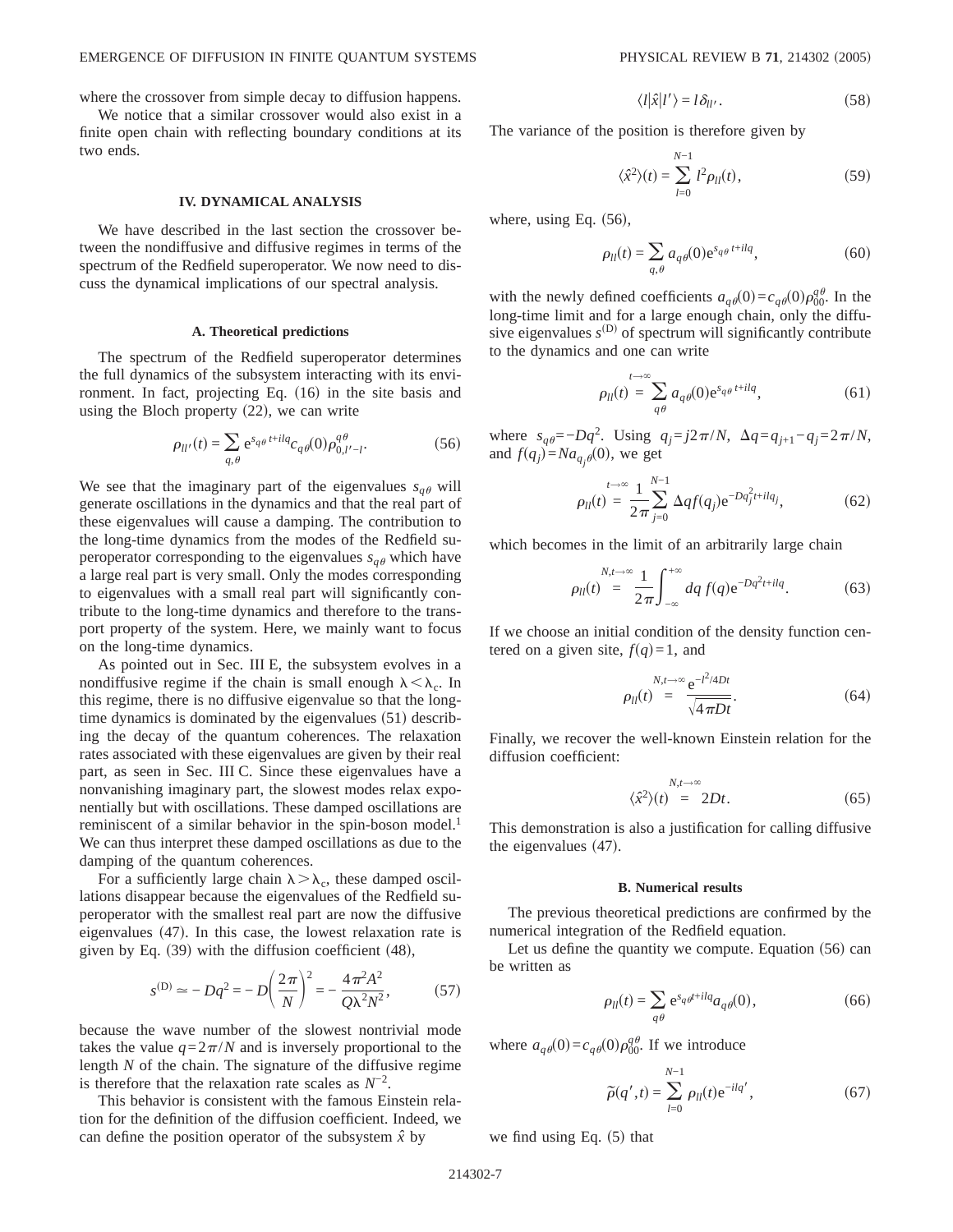where the crossover from simple decay to diffusion happens.

We notice that a similar crossover would also exist in a finite open chain with reflecting boundary conditions at its two ends.

## IV. DYNAMICAL ANALYSIS

We have described in the last section the crossover between the nondiffusive and diffusive regimes in terms of the spectrum of the Redfield superoperator. We now need to discuss the dynamical implications of our spectral analysis.

### A. Theoretical predictions

The spectrum of the Redfield superoperator determines the full dynamics of the subsystem interacting with its environment. In fact, projecting Eq. (16) in the site basis and using the Bloch property (22), we can write

$$\rho_{ll'}(t) = \sum_{q,\theta} e^{s_{q\theta} t + ilq} c_{q\theta}(0) \rho^{q\theta}_{0,l'-l}. \tag{56}$$

We see that the imaginary part of the eigenvalues $s_{q\theta}$ will generate oscillations in the dynamics and that the real part of these eigenvalues will cause a damping. The contribution to the long-time dynamics from the modes of the Redfield superoperator corresponding to the eigenvalues $s_{q\theta}$ which have a large real part is very small. Only the modes corresponding to eigenvalues with a small real part will significantly contribute to the long-time dynamics and therefore to the transport property of the system. Here, we mainly want to focus on the long-time dynamics.

As pointed out in Sec. III E, the subsystem evolves in a nondiffusive regime if the chain is small enough $\lambda < \lambda_c$. In this regime, there is no diffusive eigenvalue so that the long-time dynamics is dominated by the eigenvalues (51) describing the decay of the quantum coherences. The relaxation rates associated with these eigenvalues are given by their real part, as seen in Sec. III C. Since these eigenvalues have a nonvanishing imaginary part, the slowest modes relax exponentially but with oscillations. These damped oscillations are reminiscent of a similar behavior in the spin-boson model.[1] We can thus interpret these damped oscillations as due to the damping of the quantum coherences.

For a sufficiently large chain $\lambda > \lambda_c$, these damped oscillations disappear because the eigenvalues of the Redfield superoperator with the smallest real part are now the diffusive eigenvalues (47). In this case, the lowest relaxation rate is given by Eq. (39) with the diffusion coefficient (48),

$$s^{(D)} \simeq -Dq^2 = -D\left(\frac{2\pi}{N}\right)^2 = -\frac{4\pi^2 A^2}{Q\lambda^2 N^2}, \tag{57}$$

because the wave number of the slowest nontrivial mode takes the value $q = 2\pi/N$ and is inversely proportional to the length $N$ of the chain. The signature of the diffusive regime is therefore that the relaxation rate scales as $N^{-2}$.

This behavior is consistent with the famous Einstein relation for the definition of the diffusion coefficient. Indeed, we can define the position operator of the subsystem $\hat{x}$ by

$$\langle l|\hat{x}|l'\rangle = l\delta_{ll'}. \tag{58}$$

The variance of the position is therefore given by

$$\langle \hat{x}^2 \rangle(t) = \sum_{l=0}^{N-1} l^2 \rho_{ll}(t), \tag{59}$$

where, using Eq. (56),

$$\rho_{ll}(t) = \sum_{q,\theta} a_{q\theta}(0) e^{s_{q\theta} t + ilq}, \tag{60}$$

with the newly defined coefficients $a_{q\theta}(0) = c_{q\theta}(0)\rho^{q\theta}_{00}$. In the long-time limit and for a large enough chain, only the diffusive eigenvalues $s^{(D)}$ of spectrum will significantly contribute to the dynamics and one can write

$$\rho_{ll}(t) \overset{t\to\infty}{=} \sum_{q\theta} a_{q\theta}(0) e^{s_{q\theta} t + ilq}, \tag{61}$$

where $s_{q\theta} = -Dq^2$. Using $q_j = j2\pi/N$, $\Delta q = q_{j+1} - q_j = 2\pi/N$, and $f(q_j) = N a_{q_j\theta}(0)$, we get

$$\rho_{ll}(t) \overset{t\to\infty}{=} \frac{1}{2\pi} \sum_{j=0}^{N-1} \Delta q f(q_j) e^{-Dq_j^2 t + ilq_j}, \tag{62}$$

which becomes in the limit of an arbitrarily large chain

$$\rho_{ll}(t) \overset{N,t\to\infty}{=} \frac{1}{2\pi} \int_{-\infty}^{+\infty} dq\, f(q) e^{-Dq^2 t + ilq}. \tag{63}$$

If we choose an initial condition of the density function centered on a given site, $f(q) = 1$, and

$$\rho_{ll}(t) \overset{N,t\to\infty}{=} \frac{e^{-l^2/4Dt}}{\sqrt{4\pi D t}}. \tag{64}$$

Finally, we recover the well-known Einstein relation for the diffusion coefficient:

$$\langle \hat{x}^2 \rangle(t) \overset{N,t\to\infty}{=} 2Dt. \tag{65}$$

This demonstration is also a justification for calling diffusive the eigenvalues (47).

### B. Numerical results

The previous theoretical predictions are confirmed by the numerical integration of the Redfield equation.

Let us define the quantity we compute. Equation (56) can be written as

$$\rho_{ll}(t) = \sum_{q\theta} e^{s_{q\theta} t + ilq} a_{q\theta}(0), \tag{66}$$

where $a_{q\theta}(0) = c_{q\theta}(0)\rho^{q\theta}_{00}$. If we introduce

$$\tilde{\rho}(q', t) = \sum_{l=0}^{N-1} \rho_{ll}(t) e^{-ilq'}, \tag{67}$$

we find using Eq. (5) that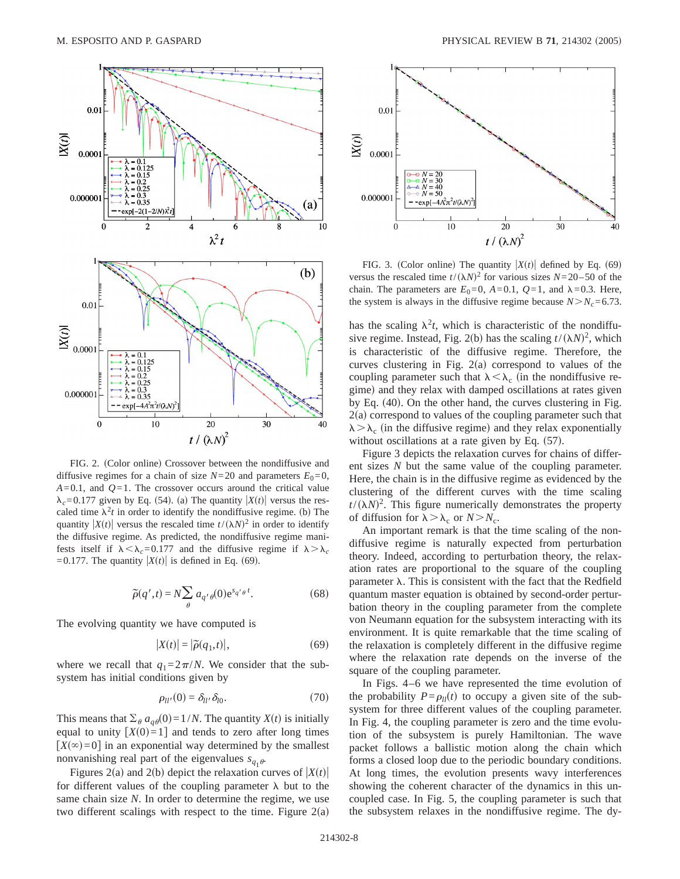FIG. 2. (Color online) Crossover between the nondiffusive and diffusive regimes for a chain of size $N=20$ and parameters $E_0=0$, $A=0.1$, and $Q=1$. The crossover occurs around the critical value $\lambda_c=0.177$ given by Eq. (54). (a) The quantity $|X(t)|$ versus the rescaled time $\lambda^2 t$ in order to identify the nondiffusive regime. (b) The quantity $|X(t)|$ versus the rescaled time $t/(\lambda N)^2$ in order to identify the diffusive regime. As predicted, the nondiffusive regime manifests itself if $\lambda<\lambda_c=0.177$ and the diffusive regime if $\lambda>\lambda_c=0.177$. The quantity $|X(t)|$ is defined in Eq. (69).

$$\tilde{\rho}(q',t) = N\sum_{\theta} a_{q'\theta}(0)e^{s_{q'\theta}t}. \tag{68}$$

The evolving quantity we have computed is

$$|X(t)| = |\tilde{\rho}(q_1,t)|, \tag{69}$$

where we recall that $q_1=2\pi/N$. We consider that the subsystem has initial conditions given by

$$\rho_{ll'}(0) = \delta_{ll'}\delta_{l0}. \tag{70}$$

This means that $\Sigma_{\theta} a_{q\theta}(0)=1/N$. The quantity $X(t)$ is initially equal to unity $[X(0)=1]$ and tends to zero after long times $[X(\infty)=0]$ in an exponential way determined by the smallest nonvanishing real part of the eigenvalues $s_{q_1\theta}$.

Figures 2(a) and 2(b) depict the relaxation curves of $|X(t)|$ for different values of the coupling parameter $\lambda$ but to the same chain size $N$. In order to determine the regime, we use two different scalings with respect to the time. Figure 2(a) has the scaling $\lambda^2 t$, which is characteristic of the nondiffusive regime. Instead, Fig. 2(b) has the scaling $t/(\lambda N)^2$, which is characteristic of the diffusive regime. Therefore, the curves clustering in Fig. 2(a) correspond to values of the coupling parameter such that $\lambda<\lambda_c$ (in the nondiffusive regime) and they relax with damped oscillations at rates given by Eq. (40). On the other hand, the curves clustering in Fig. 2(a) correspond to values of the coupling parameter such that $\lambda>\lambda_c$ (in the diffusive regime) and they relax exponentially without oscillations at a rate given by Eq. (57).

FIG. 3. (Color online) The quantity $|X(t)|$ defined by Eq. (69) versus the rescaled time $t/(\lambda N)^2$ for various sizes $N=20$–$50$ of the chain. The parameters are $E_0=0$, $A=0.1$, $Q=1$, and $\lambda=0.3$. Here, the system is always in the diffusive regime because $N>N_c=6.73$.

Figure 3 depicts the relaxation curves for chains of different sizes $N$ but the same value of the coupling parameter. Here, the chain is in the diffusive regime as evidenced by the clustering of the different curves with the time scaling $t/(\lambda N)^2$. This figure numerically demonstrates the property of diffusion for $\lambda>\lambda_c$ or $N>N_c$.

An important remark is that the time scaling of the nondiffusive regime is naturally expected from perturbation theory. Indeed, according to perturbation theory, the relaxation rates are proportional to the square of the coupling parameter $\lambda$. This is consistent with the fact that the Redfield quantum master equation is obtained by second-order perturbation theory in the coupling parameter from the complete von Neumann equation for the subsystem interacting with its environment. It is quite remarkable that the time scaling of the relaxation is completely different in the diffusive regime where the relaxation rate depends on the inverse of the square of the coupling parameter.

In Figs. 4–6 we have represented the time evolution of the probability $P=\rho_{ll}(t)$ to occupy a given site of the subsystem for three different values of the coupling parameter. In Fig. 4, the coupling parameter is zero and the time evolution of the subsystem is purely Hamiltonian. The wave packet follows a ballistic motion along the chain which forms a closed loop due to the periodic boundary conditions. At long times, the evolution presents wavy interferences showing the coherent character of the dynamics in this uncoupled case. In Fig. 5, the coupling parameter is such that the subsystem relaxes in the nondiffusive regime. The dy-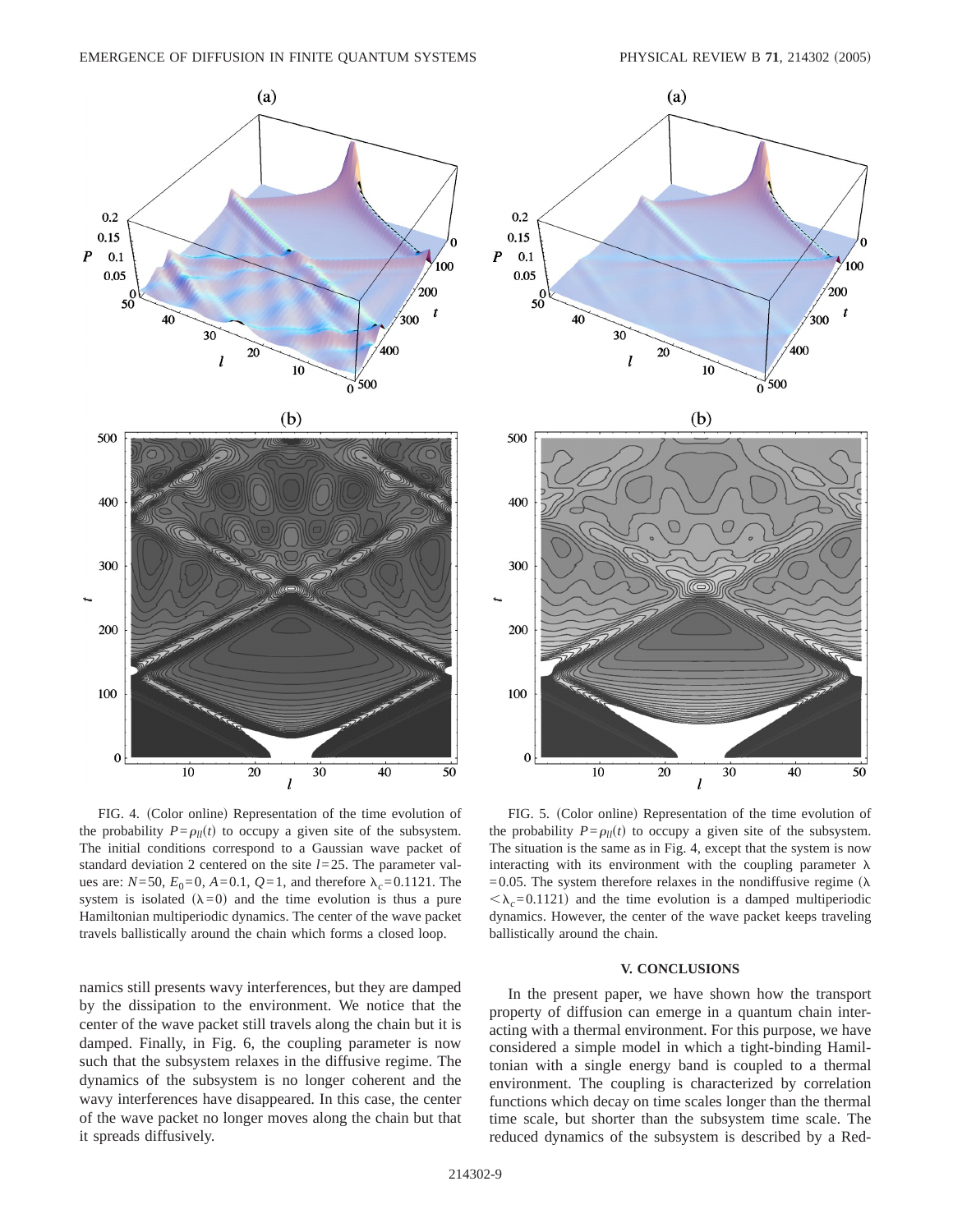FIG. 4. (Color online) Representation of the time evolution of the probability $P=\rho_{ll}(t)$ to occupy a given site of the subsystem. The initial conditions correspond to a Gaussian wave packet of standard deviation 2 centered on the site $l=25$. The parameter values are: $N=50$, $E_0=0$, $A=0.1$, $Q=1$, and therefore $\lambda_c=0.1121$. The system is isolated $(\lambda=0)$ and the time evolution is thus a pure Hamiltonian multiperiodic dynamics. The center of the wave packet travels ballistically around the chain which forms a closed loop.

FIG. 5. (Color online) Representation of the time evolution of the probability $P=\rho_{ll}(t)$ to occupy a given site of the subsystem. The situation is the same as in Fig. 4, except that the system is now interacting with its environment with the coupling parameter $\lambda=0.05$. The system therefore relaxes in the nondiffusive regime $(\lambda<\lambda_c=0.1121)$ and the time evolution is a damped multiperiodic dynamics. However, the center of the wave packet keeps traveling ballistically around the chain.

namics still presents wavy interferences, but they are damped by the dissipation to the environment. We notice that the center of the wave packet still travels along the chain but it is damped. Finally, in Fig. 6, the coupling parameter is now such that the subsystem relaxes in the diffusive regime. The dynamics of the subsystem is no longer coherent and the wavy interferences have disappeared. In this case, the center of the wave packet no longer moves along the chain but that it spreads diffusively.

## V. CONCLUSIONS

In the present paper, we have shown how the transport property of diffusion can emerge in a quantum chain interacting with a thermal environment. For this purpose, we have considered a simple model in which a tight-binding Hamiltonian with a single energy band is coupled to a thermal environment. The coupling is characterized by correlation functions which decay on time scales longer than the thermal time scale, but shorter than the subsystem time scale. The reduced dynamics of the subsystem is described by a Red-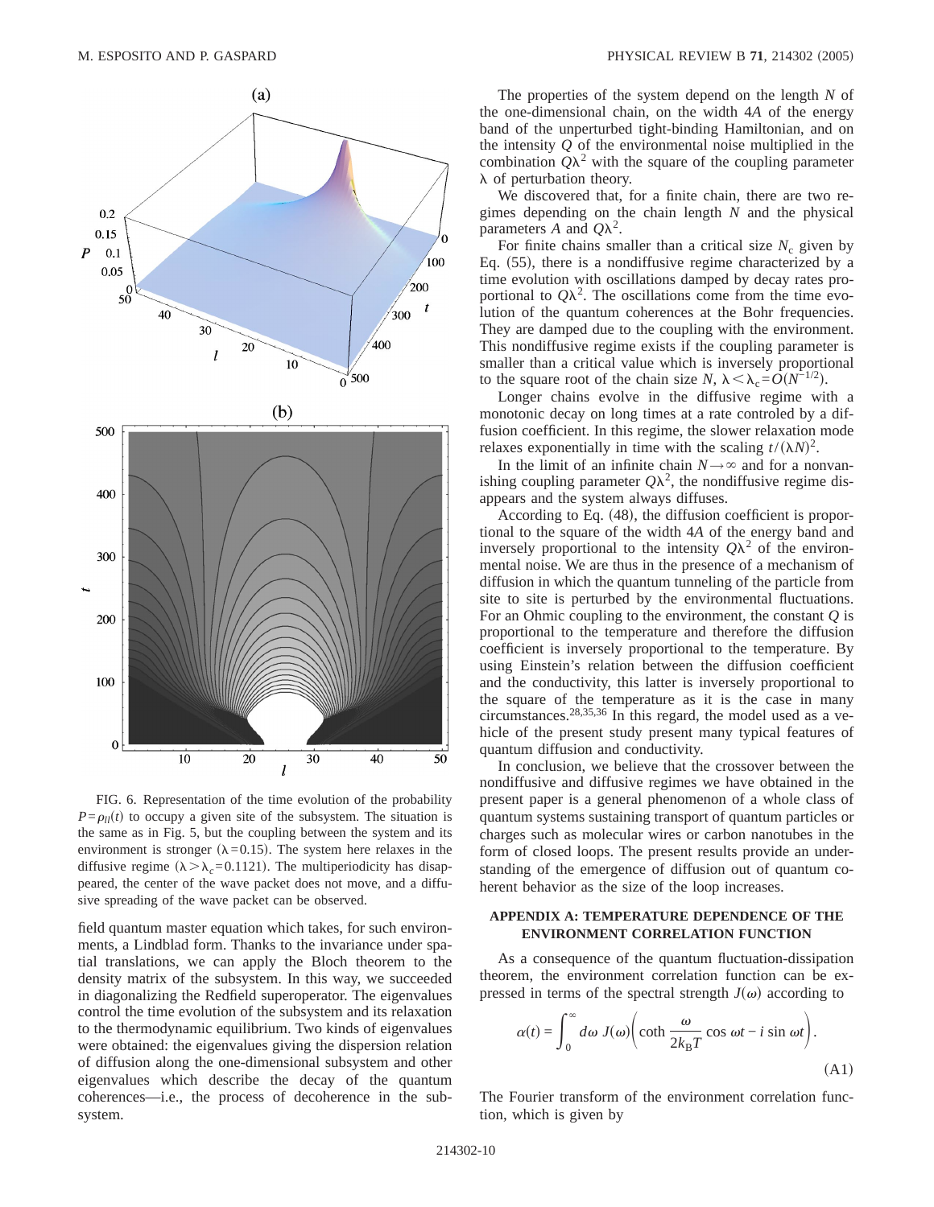FIG. 6. Representation of the time evolution of the probability $P = \rho_{ll}(t)$ to occupy a given site of the subsystem. The situation is the same as in Fig. 5, but the coupling between the system and its environment is stronger ($\lambda = 0.15$). The system here relaxes in the diffusive regime ($\lambda > \lambda_c = 0.1121$). The multiperiodicity has disappeared, the center of the wave packet does not move, and a diffusive spreading of the wave packet can be observed.

field quantum master equation which takes, for such environments, a Lindblad form. Thanks to the invariance under spatial translations, we can apply the Bloch theorem to the density matrix of the subsystem. In this way, we succeeded in diagonalizing the Redfield superoperator. The eigenvalues control the time evolution of the subsystem and its relaxation to the thermodynamic equilibrium. Two kinds of eigenvalues were obtained: the eigenvalues giving the dispersion relation of diffusion along the one-dimensional subsystem and other eigenvalues which describe the decay of the quantum coherences—i.e., the process of decoherence in the subsystem.

The properties of the system depend on the length $N$ of the one-dimensional chain, on the width $4A$ of the energy band of the unperturbed tight-binding Hamiltonian, and on the intensity $Q$ of the environmental noise multiplied in the combination $Q\lambda^2$ with the square of the coupling parameter $\lambda$ of perturbation theory.

We discovered that, for a finite chain, there are two regimes depending on the chain length $N$ and the physical parameters $A$ and $Q\lambda^2$.

For finite chains smaller than a critical size $N_c$ given by Eq. (55), there is a nondiffusive regime characterized by a time evolution with oscillations damped by decay rates proportional to $Q\lambda^2$. The oscillations come from the time evolution of the quantum coherences at the Bohr frequencies. They are damped due to the coupling with the environment. This nondiffusive regime exists if the coupling parameter is smaller than a critical value which is inversely proportional to the square root of the chain size $N$, $\lambda < \lambda_c = O(N^{-1/2})$.

Longer chains evolve in the diffusive regime with a monotonic decay on long times at a rate controled by a diffusion coefficient. In this regime, the slower relaxation mode relaxes exponentially in time with the scaling $t/(\lambda N)^2$.

In the limit of an infinite chain $N \to \infty$ and for a nonvanishing coupling parameter $Q\lambda^2$, the nondiffusive regime disappears and the system always diffuses.

According to Eq. (48), the diffusion coefficient is proportional to the square of the width $4A$ of the energy band and inversely proportional to the intensity $Q\lambda^2$ of the environmental noise. We are thus in the presence of a mechanism of diffusion in which the quantum tunneling of the particle from site to site is perturbed by the environmental fluctuations. For an Ohmic coupling to the environment, the constant $Q$ is proportional to the temperature and therefore the diffusion coefficient is inversely proportional to the temperature. By using Einstein's relation between the diffusion coefficient and the conductivity, this latter is inversely proportional to the square of the temperature as it is the case in many circumstances.[28,35,36] In this regard, the model used as a vehicle of the present study present many typical features of quantum diffusion and conductivity.

In conclusion, we believe that the crossover between the nondiffusive and diffusive regimes we have obtained in the present paper is a general phenomenon of a whole class of quantum systems sustaining transport of quantum particles or charges such as molecular wires or carbon nanotubes in the form of closed loops. The present results provide an understanding of the emergence of diffusion out of quantum coherent behavior as the size of the loop increases.

## APPENDIX A: TEMPERATURE DEPENDENCE OF THE ENVIRONMENT CORRELATION FUNCTION

As a consequence of the quantum fluctuation-dissipation theorem, the environment correlation function can be expressed in terms of the spectral strength $J(\omega)$ according to

$$\alpha(t) = \int_0^\infty d\omega \, J(\omega)\left(\coth \frac{\omega}{2k_B T}\cos \omega t - i \sin \omega t\right). \tag{A1}$$

The Fourier transform of the environment correlation function, which is given by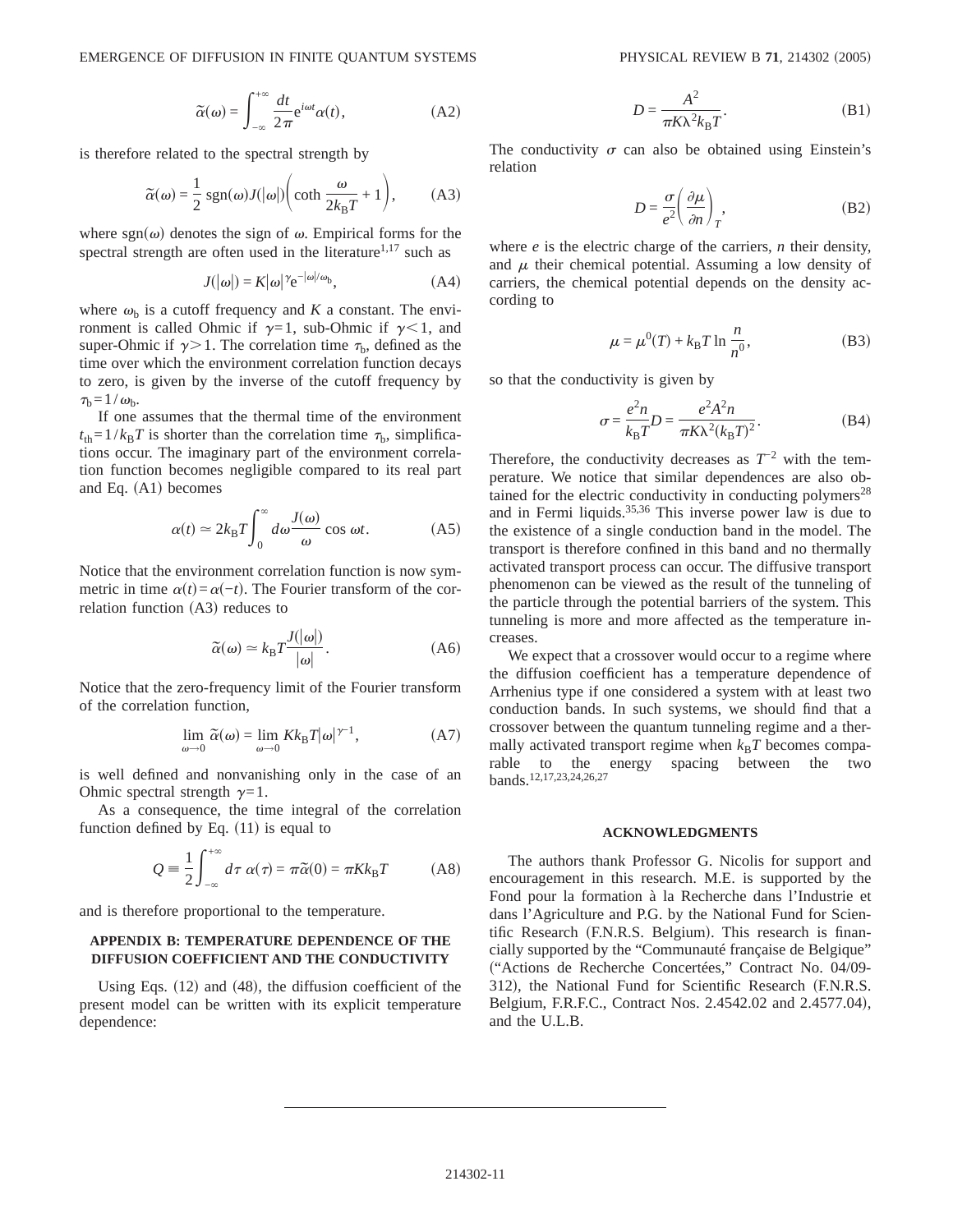$$\tilde{\alpha}(\omega) = \int_{-\infty}^{+\infty} \frac{dt}{2\pi} \mathrm{e}^{i\omega t} \alpha(t), \tag{A2}$$

is therefore related to the spectral strength by

$$\tilde{\alpha}(\omega) = \frac{1}{2} \,\mathrm{sgn}(\omega) J(|\omega|) \left( \coth \frac{\omega}{2k_{\mathrm{B}}T} + 1 \right), \tag{A3}$$

where $\mathrm{sgn}(\omega)$ denotes the sign of $\omega$. Empirical forms for the spectral strength are often used in the literature[1,17] such as

$$J(|\omega|) = K|\omega|^{\gamma} \mathrm{e}^{-|\omega|/\omega_{\mathrm{b}}}, \tag{A4}$$

where $\omega_{\mathrm{b}}$ is a cutoff frequency and $K$ a constant. The environment is called Ohmic if $\gamma=1$, sub-Ohmic if $\gamma<1$, and super-Ohmic if $\gamma>1$. The correlation time $\tau_{\mathrm{b}}$, defined as the time over which the environment correlation function decays to zero, is given by the inverse of the cutoff frequency by $\tau_{\mathrm{b}} = 1/\omega_{\mathrm{b}}$.

If one assumes that the thermal time of the environment $t_{\mathrm{th}} = 1/k_{\mathrm{B}}T$ is shorter than the correlation time $\tau_{\mathrm{b}}$, simplifications occur. The imaginary part of the environment correlation function becomes negligible compared to its real part and Eq. (A1) becomes

$$\alpha(t) \simeq 2k_{\mathrm{B}}T \int_0^{\infty} d\omega \frac{J(\omega)}{\omega} \cos \omega t. \tag{A5}$$

Notice that the environment correlation function is now symmetric in time $\alpha(t) = \alpha(-t)$. The Fourier transform of the correlation function (A3) reduces to

$$\tilde{\alpha}(\omega) \simeq k_{\mathrm{B}}T \frac{J(|\omega|)}{|\omega|}. \tag{A6}$$

Notice that the zero-frequency limit of the Fourier transform of the correlation function,

$$\lim_{\omega \to 0} \tilde{\alpha}(\omega) = \lim_{\omega \to 0} K k_{\mathrm{B}} T |\omega|^{\gamma-1}, \tag{A7}$$

is well defined and nonvanishing only in the case of an Ohmic spectral strength $\gamma=1$.

As a consequence, the time integral of the correlation function defined by Eq. (11) is equal to

$$Q \equiv \frac{1}{2} \int_{-\infty}^{+\infty} d\tau \, \alpha(\tau) = \pi \tilde{\alpha}(0) = \pi K k_{\mathrm{B}} T \tag{A8}$$

and is therefore proportional to the temperature.

## APPENDIX B: TEMPERATURE DEPENDENCE OF THE DIFFUSION COEFFICIENT AND THE CONDUCTIVITY

Using Eqs. (12) and (48), the diffusion coefficient of the present model can be written with its explicit temperature dependence:

$$D = \frac{A^2}{\pi K \lambda^2 k_{\mathrm{B}} T}. \tag{B1}$$

The conductivity $\sigma$ can also be obtained using Einstein's relation

$$D = \frac{\sigma}{e^2} \left( \frac{\partial \mu}{\partial n} \right)_T, \tag{B2}$$

where $e$ is the electric charge of the carriers, $n$ their density, and $\mu$ their chemical potential. Assuming a low density of carriers, the chemical potential depends on the density according to

$$\mu = \mu^0(T) + k_{\mathrm{B}} T \ln \frac{n}{n^0}, \tag{B3}$$

so that the conductivity is given by

$$\sigma = \frac{e^2 n}{k_{\mathrm{B}} T} D = \frac{e^2 A^2 n}{\pi K \lambda^2 (k_{\mathrm{B}} T)^2}. \tag{B4}$$

Therefore, the conductivity decreases as $T^{-2}$ with the temperature. We notice that similar dependences are also obtained for the electric conductivity in conducting polymers[28] and in Fermi liquids.[35,36] This inverse power law is due to the existence of a single conduction band in the model. The transport is therefore confined in this band and no thermally activated transport process can occur. The diffusive transport phenomenon can be viewed as the result of the tunneling of the particle through the potential barriers of the system. This tunneling is more and more affected as the temperature increases.

We expect that a crossover would occur to a regime where the diffusion coefficient has a temperature dependence of Arrhenius type if one considered a system with at least two conduction bands. In such systems, we should find that a crossover between the quantum tunneling regime and a thermally activated transport regime when $k_{\mathrm{B}}T$ becomes comparable to the energy spacing between the two bands.[12,17,23,24,26,27]

## ACKNOWLEDGMENTS

The authors thank Professor G. Nicolis for support and encouragement in this research. M.E. is supported by the Fond pour la formation à la Recherche dans l'Industrie et dans l'Agriculture and P.G. by the National Fund for Scientific Research (F.N.R.S. Belgium). This research is financially supported by the "Communauté française de Belgique" ("Actions de Recherche Concertées," Contract No. 04/09-312), the National Fund for Scientific Research (F.N.R.S. Belgium, F.R.F.C., Contract Nos. 2.4542.02 and 2.4577.04), and the U.L.B.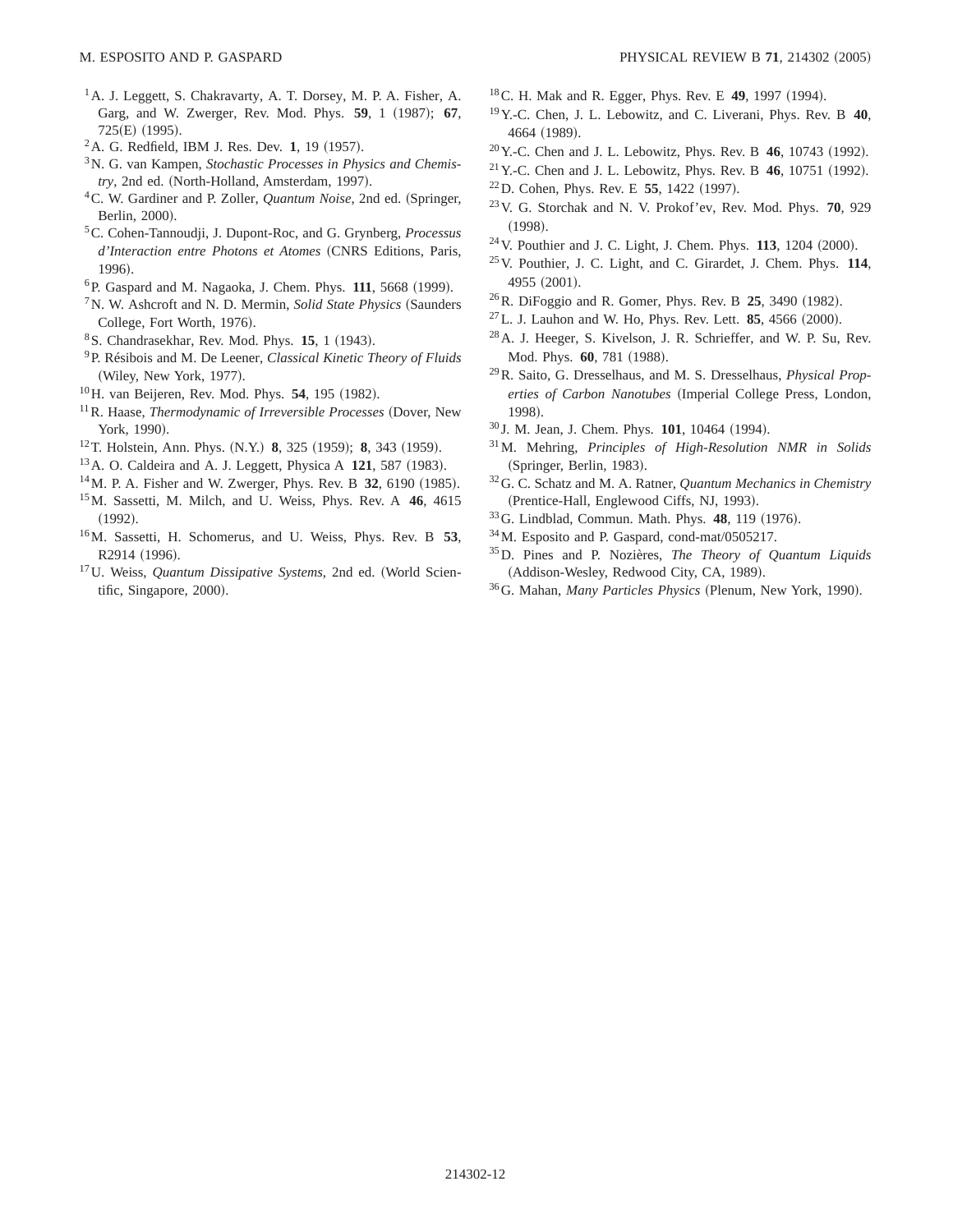[1] A. J. Leggett, S. Chakravarty, A. T. Dorsey, M. P. A. Fisher, A. Garg, and W. Zwerger, Rev. Mod. Phys. **59**, 1 (1987); **67**, 725(E) (1995).

[2] A. G. Redfield, IBM J. Res. Dev. **1**, 19 (1957).

[3] N. G. van Kampen, *Stochastic Processes in Physics and Chemistry*, 2nd ed. (North-Holland, Amsterdam, 1997).

[4] C. W. Gardiner and P. Zoller, *Quantum Noise*, 2nd ed. (Springer, Berlin, 2000).

[5] C. Cohen-Tannoudji, J. Dupont-Roc, and G. Grynberg, *Processus d'Interaction entre Photons et Atomes* (CNRS Editions, Paris, 1996).

[6] P. Gaspard and M. Nagaoka, J. Chem. Phys. **111**, 5668 (1999).

[7] N. W. Ashcroft and N. D. Mermin, *Solid State Physics* (Saunders College, Fort Worth, 1976).

[8] S. Chandrasekhar, Rev. Mod. Phys. **15**, 1 (1943).

[9] P. Résibois and M. De Leener, *Classical Kinetic Theory of Fluids* (Wiley, New York, 1977).

[10] H. van Beijeren, Rev. Mod. Phys. **54**, 195 (1982).

[11] R. Haase, *Thermodynamic of Irreversible Processes* (Dover, New York, 1990).

[12] T. Holstein, Ann. Phys. (N.Y.) **8**, 325 (1959); **8**, 343 (1959).

[13] A. O. Caldeira and A. J. Leggett, Physica A **121**, 587 (1983).

[14] M. P. A. Fisher and W. Zwerger, Phys. Rev. B **32**, 6190 (1985).

[15] M. Sassetti, M. Milch, and U. Weiss, Phys. Rev. A **46**, 4615 (1992).

[16] M. Sassetti, H. Schomerus, and U. Weiss, Phys. Rev. B **53**, R2914 (1996).

[17] U. Weiss, *Quantum Dissipative Systems*, 2nd ed. (World Scientific, Singapore, 2000).

[18] C. H. Mak and R. Egger, Phys. Rev. E **49**, 1997 (1994).

[19] Y.-C. Chen, J. L. Lebowitz, and C. Liverani, Phys. Rev. B **40**, 4664 (1989).

[20] Y.-C. Chen and J. L. Lebowitz, Phys. Rev. B **46**, 10743 (1992).

[21] Y.-C. Chen and J. L. Lebowitz, Phys. Rev. B **46**, 10751 (1992).

[22] D. Cohen, Phys. Rev. E **55**, 1422 (1997).

[23] V. G. Storchak and N. V. Prokof'ev, Rev. Mod. Phys. **70**, 929 (1998).

[24] V. Pouthier and J. C. Light, J. Chem. Phys. **113**, 1204 (2000).

[25] V. Pouthier, J. C. Light, and C. Girardet, J. Chem. Phys. **114**, 4955 (2001).

[26] R. DiFoggio and R. Gomer, Phys. Rev. B **25**, 3490 (1982).

[27] L. J. Lauhon and W. Ho, Phys. Rev. Lett. **85**, 4566 (2000).

[28] A. J. Heeger, S. Kivelson, J. R. Schrieffer, and W. P. Su, Rev. Mod. Phys. **60**, 781 (1988).

[29] R. Saito, G. Dresselhaus, and M. S. Dresselhaus, *Physical Properties of Carbon Nanotubes* (Imperial College Press, London, 1998).

[30] J. M. Jean, J. Chem. Phys. **101**, 10464 (1994).

[31] M. Mehring, *Principles of High-Resolution NMR in Solids* (Springer, Berlin, 1983).

[32] G. C. Schatz and M. A. Ratner, *Quantum Mechanics in Chemistry* (Prentice-Hall, Englewood Ciffs, NJ, 1993).

[33] G. Lindblad, Commun. Math. Phys. **48**, 119 (1976).

[34] M. Esposito and P. Gaspard, cond-mat/0505217.

[35] D. Pines and P. Nozières, *The Theory of Quantum Liquids* (Addison-Wesley, Redwood City, CA, 1989).

[36] G. Mahan, *Many Particles Physics* (Plenum, New York, 1990).